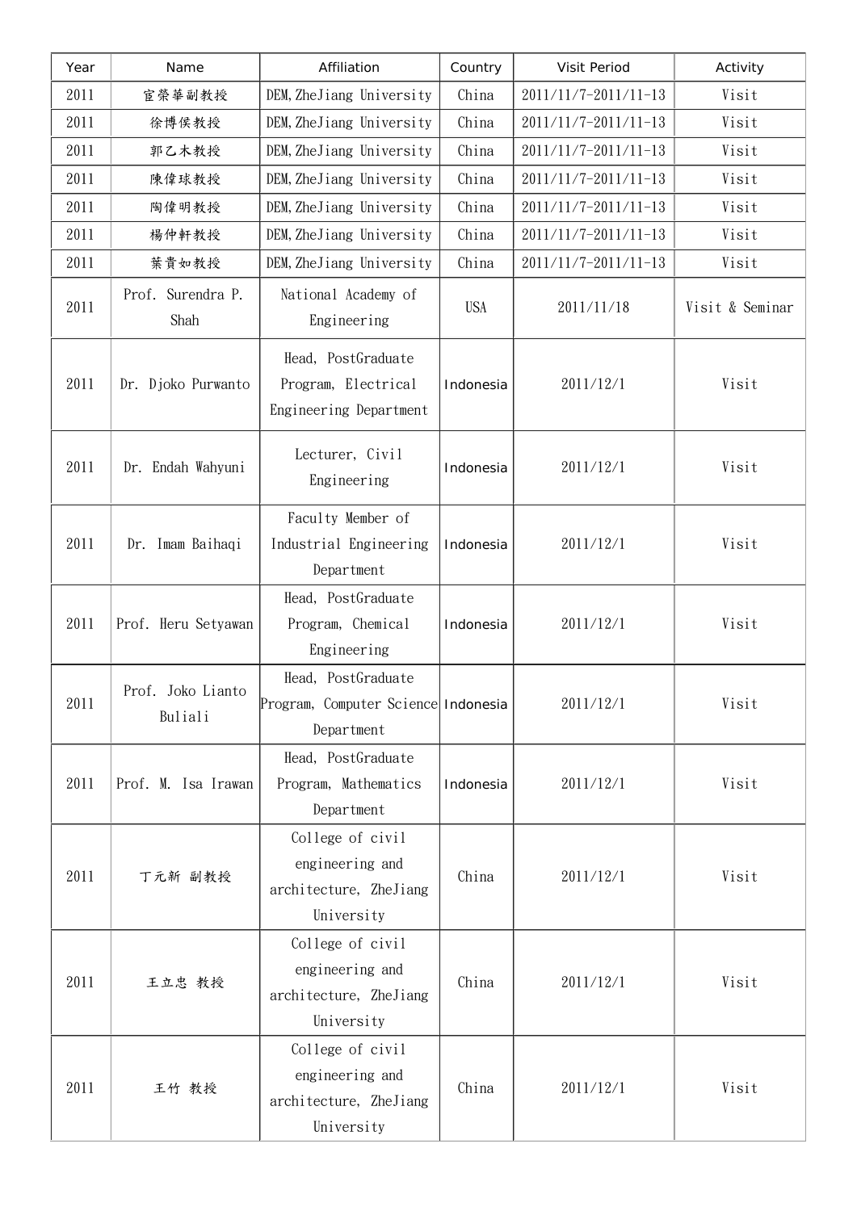| Year | Name | Affiliation | Country | Visit Period | Activity |
|---|---|---|---|---|---|
| 2011 | 宣榮華副教授 | DEM,ZheJiang University | China | 2011/11/7-2011/11-13 | Visit |
| 2011 | 徐博侯教授 | DEM,ZheJiang University | China | 2011/11/7-2011/11-13 | Visit |
| 2011 | 郭乙木教授 | DEM,ZheJiang University | China | 2011/11/7-2011/11-13 | Visit |
| 2011 | 陳偉球教授 | DEM,ZheJiang University | China | 2011/11/7-2011/11-13 | Visit |
| 2011 | 陶偉明教授 | DEM,ZheJiang University | China | 2011/11/7-2011/11-13 | Visit |
| 2011 | 楊仲軒教授 | DEM,ZheJiang University | China | 2011/11/7-2011/11-13 | Visit |
| 2011 | 葉貴如教授 | DEM,ZheJiang University | China | 2011/11/7-2011/11-13 | Visit |
| 2011 | Prof. Surendra P. Shah | National Academy of Engineering | USA | 2011/11/18 | Visit & Seminar |
| 2011 | Dr. Djoko Purwanto | Head, PostGraduate Program, Electrical Engineering Department | Indonesia | 2011/12/1 | Visit |
| 2011 | Dr. Endah Wahyuni | Lecturer, Civil Engineering | Indonesia | 2011/12/1 | Visit |
| 2011 | Dr. Imam Baihaqi | Faculty Member of Industrial Engineering Department | Indonesia | 2011/12/1 | Visit |
| 2011 | Prof. Heru Setyawan | Head, PostGraduate Program, Chemical Engineering | Indonesia | 2011/12/1 | Visit |
| 2011 | Prof. Joko Lianto Buliali | Head, PostGraduate Program, Computer Science Department | Indonesia | 2011/12/1 | Visit |
| 2011 | Prof. M. Isa Irawan | Head, PostGraduate Program, Mathematics Department | Indonesia | 2011/12/1 | Visit |
| 2011 | 丁元新 副教授 | College of civil engineering and architecture, ZheJiang University | China | 2011/12/1 | Visit |
| 2011 | 王立忠 教授 | College of civil engineering and architecture, ZheJiang University | China | 2011/12/1 | Visit |
| 2011 | 王竹 教授 | College of civil engineering and architecture, ZheJiang University | China | 2011/12/1 | Visit |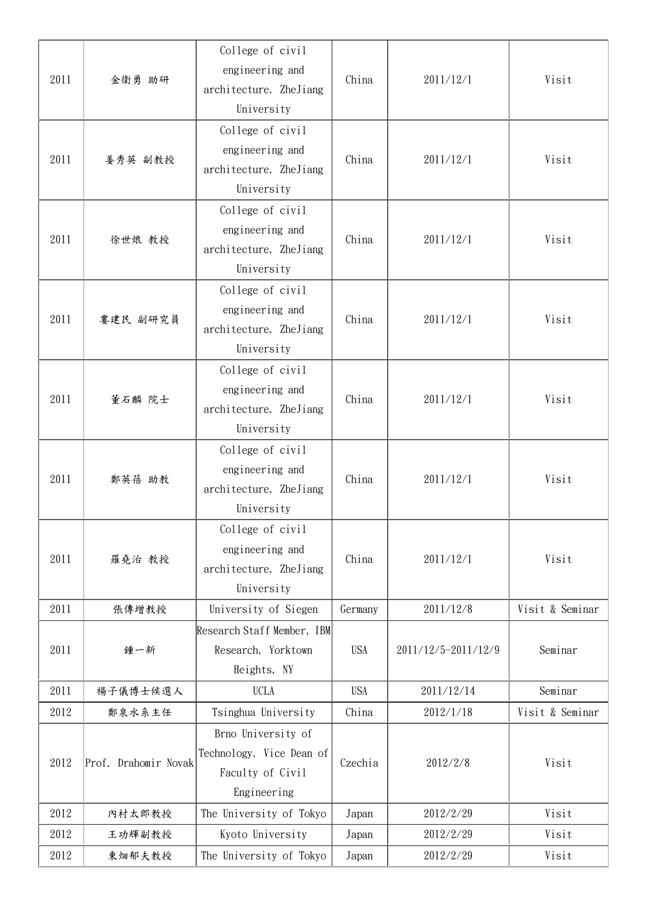| | | | | | |
|---|---|---|---|---|---|
| 2011 | 金衛勇 助研 | College of civil engineering and architecture, ZheJiang University | China | 2011/12/1 | Visit |
| 2011 | 姜秀英 副教授 | College of civil engineering and architecture, ZheJiang University | China | 2011/12/1 | Visit |
| 2011 | 徐世烺 教授 | College of civil engineering and architecture, ZheJiang University | China | 2011/12/1 | Visit |
| 2011 | 婁建民 副研究員 | College of civil engineering and architecture, ZheJiang University | China | 2011/12/1 | Visit |
| 2011 | 董石麟 院士 | College of civil engineering and architecture, ZheJiang University | China | 2011/12/1 | Visit |
| 2011 | 鄭英蓓 助教 | College of civil engineering and architecture, ZheJiang University | China | 2011/12/1 | Visit |
| 2011 | 羅堯治 教授 | College of civil engineering and architecture, ZheJiang University | China | 2011/12/1 | Visit |
| 2011 | 張傳增教授 | University of Siegen | Germany | 2011/12/8 | Visit & Seminar |
| 2011 | 鍾一新 | Research Staff Member, IBM Research, Yorktown Heights, NY | USA | 2011/12/5-2011/12/9 | Seminar |
| 2011 | 楊子儀博士候選人 | UCLA | USA | 2011/12/14 | Seminar |
| 2012 | 鄭泉水系主任 | Tsinghua University | China | 2012/1/18 | Visit & Seminar |
| 2012 | Prof. Drahomir Novak | Brno University of Technology, Vice Dean of Faculty of Civil Engineering | Czechia | 2012/2/8 | Visit |
| 2012 | 內村太郎教授 | The University of Tokyo | Japan | 2012/2/29 | Visit |
| 2012 | 王功輝副教授 | Kyoto University | Japan | 2012/2/29 | Visit |
| 2012 | 東畑郁夫教授 | The University of Tokyo | Japan | 2012/2/29 | Visit |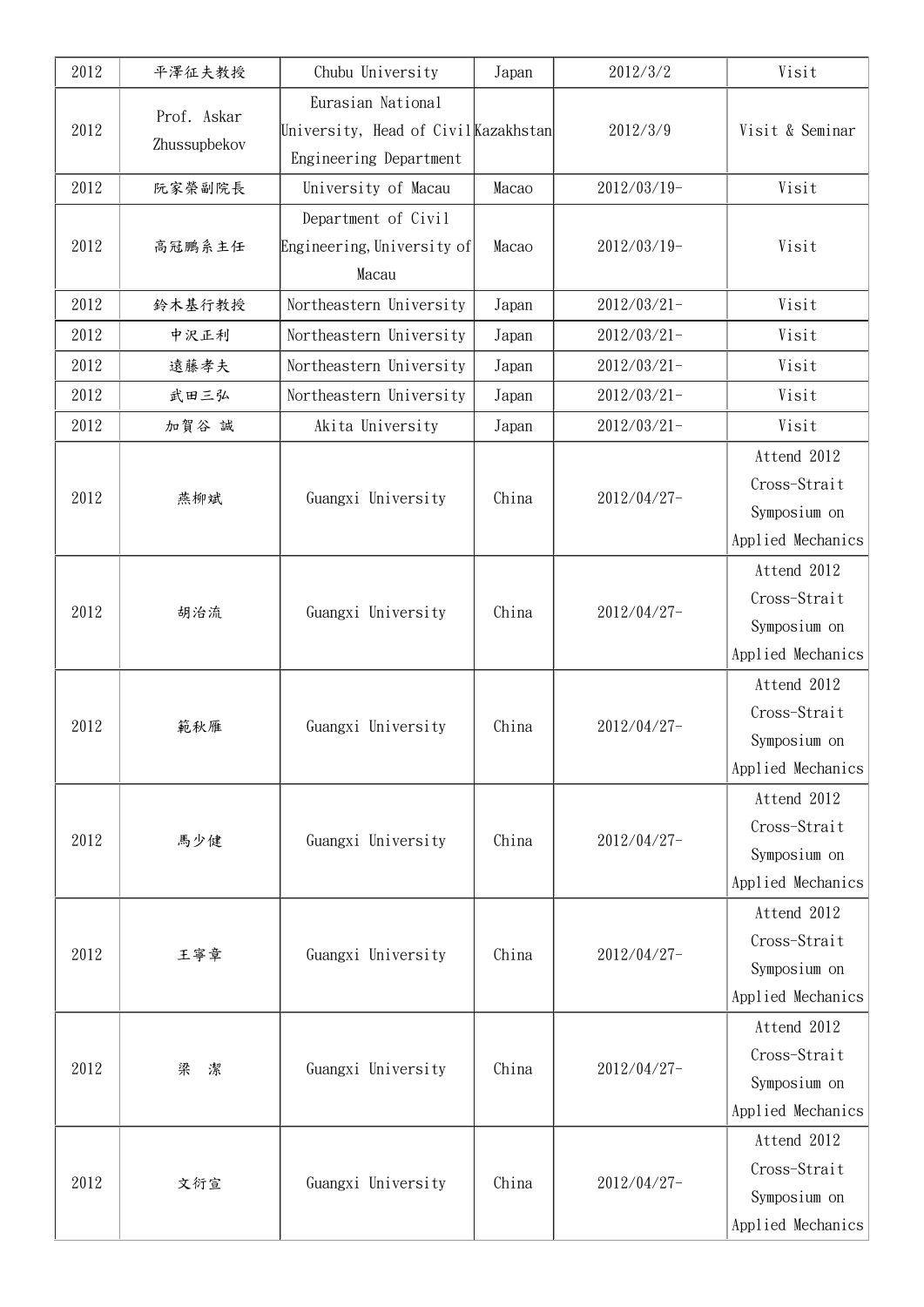| 2012 | 平澤征夫教授 | Chubu University | Japan | 2012/3/2 | Visit |
|---|---|---|---|---|---|
| 2012 | Prof. Askar Zhussupbekov | Eurasian National University, Head of Civil Engineering Department | Kazakhstan | 2012/3/9 | Visit & Seminar |
| 2012 | 阮家榮副院長 | University of Macau | Macao | 2012/03/19- | Visit |
| 2012 | 高冠鵬系主任 | Department of Civil Engineering, University of Macau | Macao | 2012/03/19- | Visit |
| 2012 | 鈴木基行教授 | Northeastern University | Japan | 2012/03/21- | Visit |
| 2012 | 中沢正利 | Northeastern University | Japan | 2012/03/21- | Visit |
| 2012 | 遠藤孝夫 | Northeastern University | Japan | 2012/03/21- | Visit |
| 2012 | 武田三弘 | Northeastern University | Japan | 2012/03/21- | Visit |
| 2012 | 加賀谷 誠 | Akita University | Japan | 2012/03/21- | Visit |
| 2012 | 燕柳斌 | Guangxi University | China | 2012/04/27- | Attend 2012 Cross-Strait Symposium on Applied Mechanics |
| 2012 | 胡治流 | Guangxi University | China | 2012/04/27- | Attend 2012 Cross-Strait Symposium on Applied Mechanics |
| 2012 | 範秋雁 | Guangxi University | China | 2012/04/27- | Attend 2012 Cross-Strait Symposium on Applied Mechanics |
| 2012 | 馬少健 | Guangxi University | China | 2012/04/27- | Attend 2012 Cross-Strait Symposium on Applied Mechanics |
| 2012 | 王寧章 | Guangxi University | China | 2012/04/27- | Attend 2012 Cross-Strait Symposium on Applied Mechanics |
| 2012 | 梁 潔 | Guangxi University | China | 2012/04/27- | Attend 2012 Cross-Strait Symposium on Applied Mechanics |
| 2012 | 文衍宣 | Guangxi University | China | 2012/04/27- | Attend 2012 Cross-Strait Symposium on Applied Mechanics |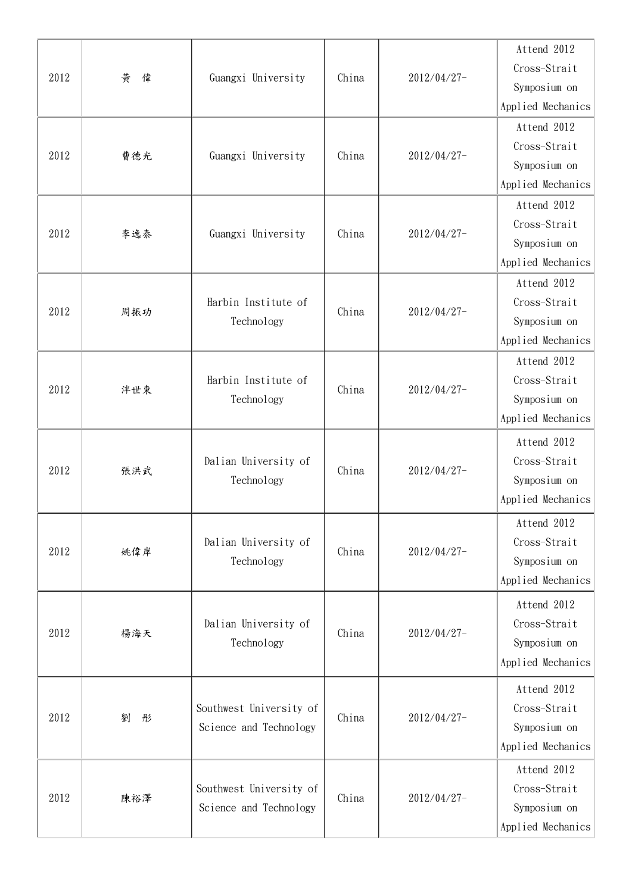| | | | | | |
|---|---|---|---|---|---|
| 2012 | 黃　偉 | Guangxi University | China | 2012/04/27- | Attend 2012 Cross-Strait Symposium on Applied Mechanics |
| 2012 | 曹德光 | Guangxi University | China | 2012/04/27- | Attend 2012 Cross-Strait Symposium on Applied Mechanics |
| 2012 | 李逸泰 | Guangxi University | China | 2012/04/27- | Attend 2012 Cross-Strait Symposium on Applied Mechanics |
| 2012 | 周振功 | Harbin Institute of Technology | China | 2012/04/27- | Attend 2012 Cross-Strait Symposium on Applied Mechanics |
| 2012 | 洋世東 | Harbin Institute of Technology | China | 2012/04/27- | Attend 2012 Cross-Strait Symposium on Applied Mechanics |
| 2012 | 張洪武 | Dalian University of Technology | China | 2012/04/27- | Attend 2012 Cross-Strait Symposium on Applied Mechanics |
| 2012 | 姚偉岸 | Dalian University of Technology | China | 2012/04/27- | Attend 2012 Cross-Strait Symposium on Applied Mechanics |
| 2012 | 楊海天 | Dalian University of Technology | China | 2012/04/27- | Attend 2012 Cross-Strait Symposium on Applied Mechanics |
| 2012 | 劉　彤 | Southwest University of Science and Technology | China | 2012/04/27- | Attend 2012 Cross-Strait Symposium on Applied Mechanics |
| 2012 | 陳裕澤 | Southwest University of Science and Technology | China | 2012/04/27- | Attend 2012 Cross-Strait Symposium on Applied Mechanics |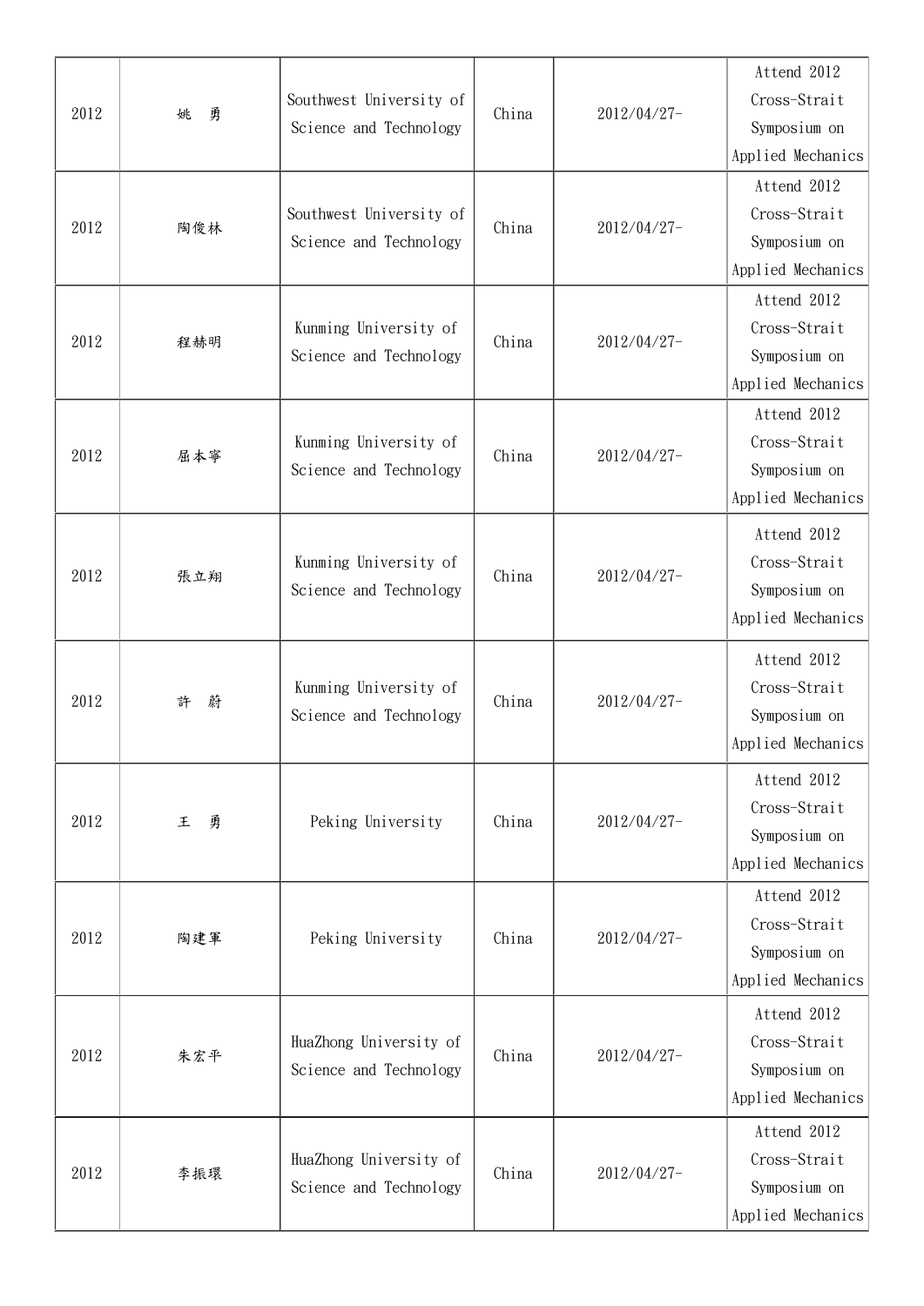| 2012 | 姚　勇 | Southwest University of Science and Technology | China | 2012/04/27- | Attend 2012 Cross-Strait Symposium on Applied Mechanics |
|---|---|---|---|---|---|
| 2012 | 陶俊林 | Southwest University of Science and Technology | China | 2012/04/27- | Attend 2012 Cross-Strait Symposium on Applied Mechanics |
| 2012 | 程赫明 | Kunming University of Science and Technology | China | 2012/04/27- | Attend 2012 Cross-Strait Symposium on Applied Mechanics |
| 2012 | 屈本寧 | Kunming University of Science and Technology | China | 2012/04/27- | Attend 2012 Cross-Strait Symposium on Applied Mechanics |
| 2012 | 張立翔 | Kunming University of Science and Technology | China | 2012/04/27- | Attend 2012 Cross-Strait Symposium on Applied Mechanics |
| 2012 | 許　蔚 | Kunming University of Science and Technology | China | 2012/04/27- | Attend 2012 Cross-Strait Symposium on Applied Mechanics |
| 2012 | 王　勇 | Peking University | China | 2012/04/27- | Attend 2012 Cross-Strait Symposium on Applied Mechanics |
| 2012 | 陶建軍 | Peking University | China | 2012/04/27- | Attend 2012 Cross-Strait Symposium on Applied Mechanics |
| 2012 | 朱宏平 | HuaZhong University of Science and Technology | China | 2012/04/27- | Attend 2012 Cross-Strait Symposium on Applied Mechanics |
| 2012 | 李振環 | HuaZhong University of Science and Technology | China | 2012/04/27- | Attend 2012 Cross-Strait Symposium on Applied Mechanics |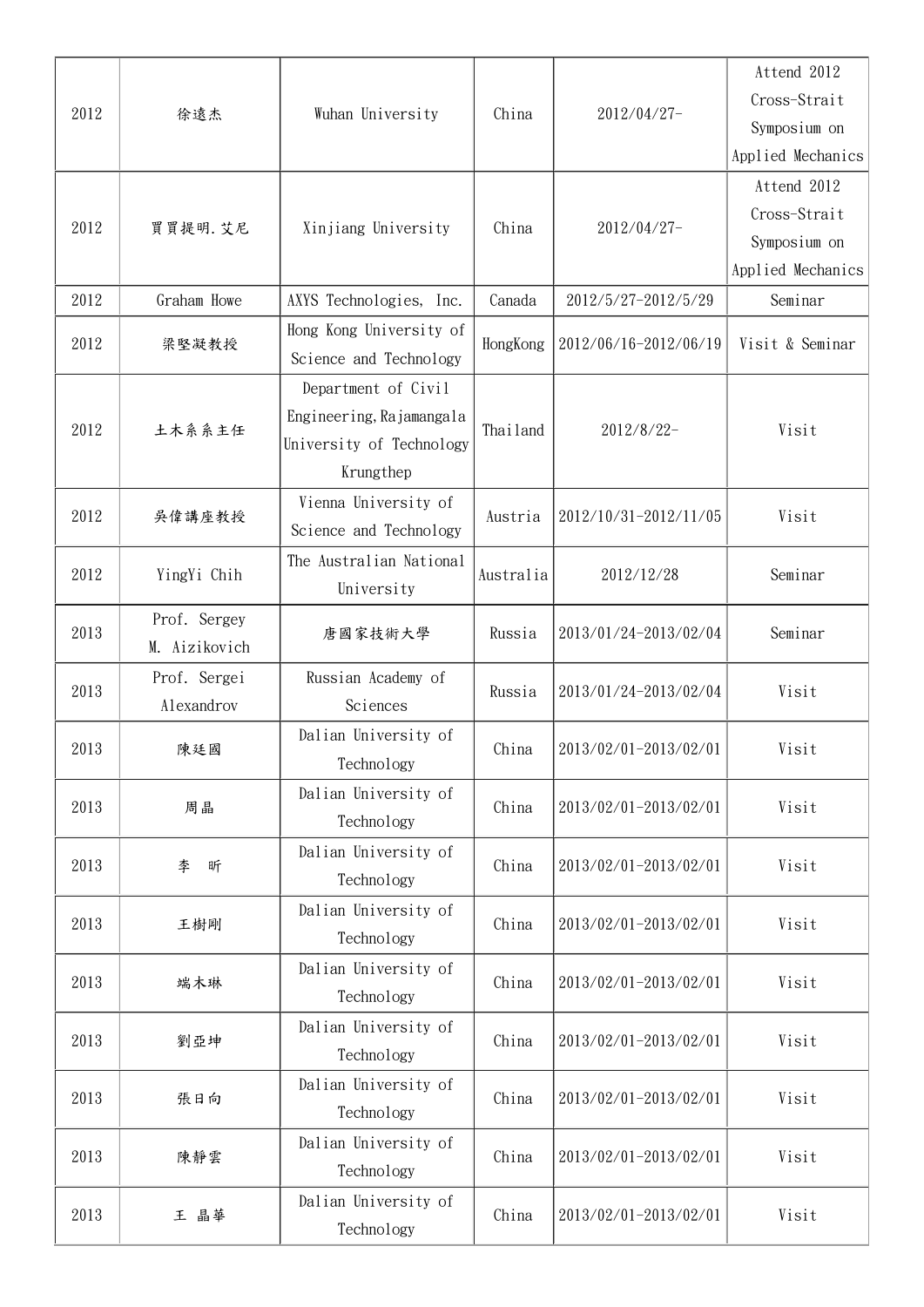| | | | | | |
|---|---|---|---|---|---|
| 2012 | 徐遠杰 | Wuhan University | China | 2012/04/27- | Attend 2012 Cross-Strait Symposium on Applied Mechanics |
| 2012 | 買買提明.艾尼 | Xinjiang University | China | 2012/04/27- | Attend 2012 Cross-Strait Symposium on Applied Mechanics |
| 2012 | Graham Howe | AXYS Technologies, Inc. | Canada | 2012/5/27-2012/5/29 | Seminar |
| 2012 | 梁堅凝教授 | Hong Kong University of Science and Technology | HongKong | 2012/06/16-2012/06/19 | Visit & Seminar |
| 2012 | 土木系系主任 | Department of Civil Engineering,Rajamangala University of Technology Krungthep | Thailand | 2012/8/22- | Visit |
| 2012 | 吳偉講座教授 | Vienna University of Science and Technology | Austria | 2012/10/31-2012/11/05 | Visit |
| 2012 | YingYi Chih | The Australian National University | Australia | 2012/12/28 | Seminar |
| 2013 | Prof. Sergey M. Aizikovich | 唐國家技術大學 | Russia | 2013/01/24-2013/02/04 | Seminar |
| 2013 | Prof. Sergei Alexandrov | Russian Academy of Sciences | Russia | 2013/01/24-2013/02/04 | Visit |
| 2013 | 陳廷國 | Dalian University of Technology | China | 2013/02/01-2013/02/01 | Visit |
| 2013 | 周晶 | Dalian University of Technology | China | 2013/02/01-2013/02/01 | Visit |
| 2013 | 李 昕 | Dalian University of Technology | China | 2013/02/01-2013/02/01 | Visit |
| 2013 | 王樹剛 | Dalian University of Technology | China | 2013/02/01-2013/02/01 | Visit |
| 2013 | 端木琳 | Dalian University of Technology | China | 2013/02/01-2013/02/01 | Visit |
| 2013 | 劉亞坤 | Dalian University of Technology | China | 2013/02/01-2013/02/01 | Visit |
| 2013 | 張日向 | Dalian University of Technology | China | 2013/02/01-2013/02/01 | Visit |
| 2013 | 陳靜雲 | Dalian University of Technology | China | 2013/02/01-2013/02/01 | Visit |
| 2013 | 王 晶華 | Dalian University of Technology | China | 2013/02/01-2013/02/01 | Visit |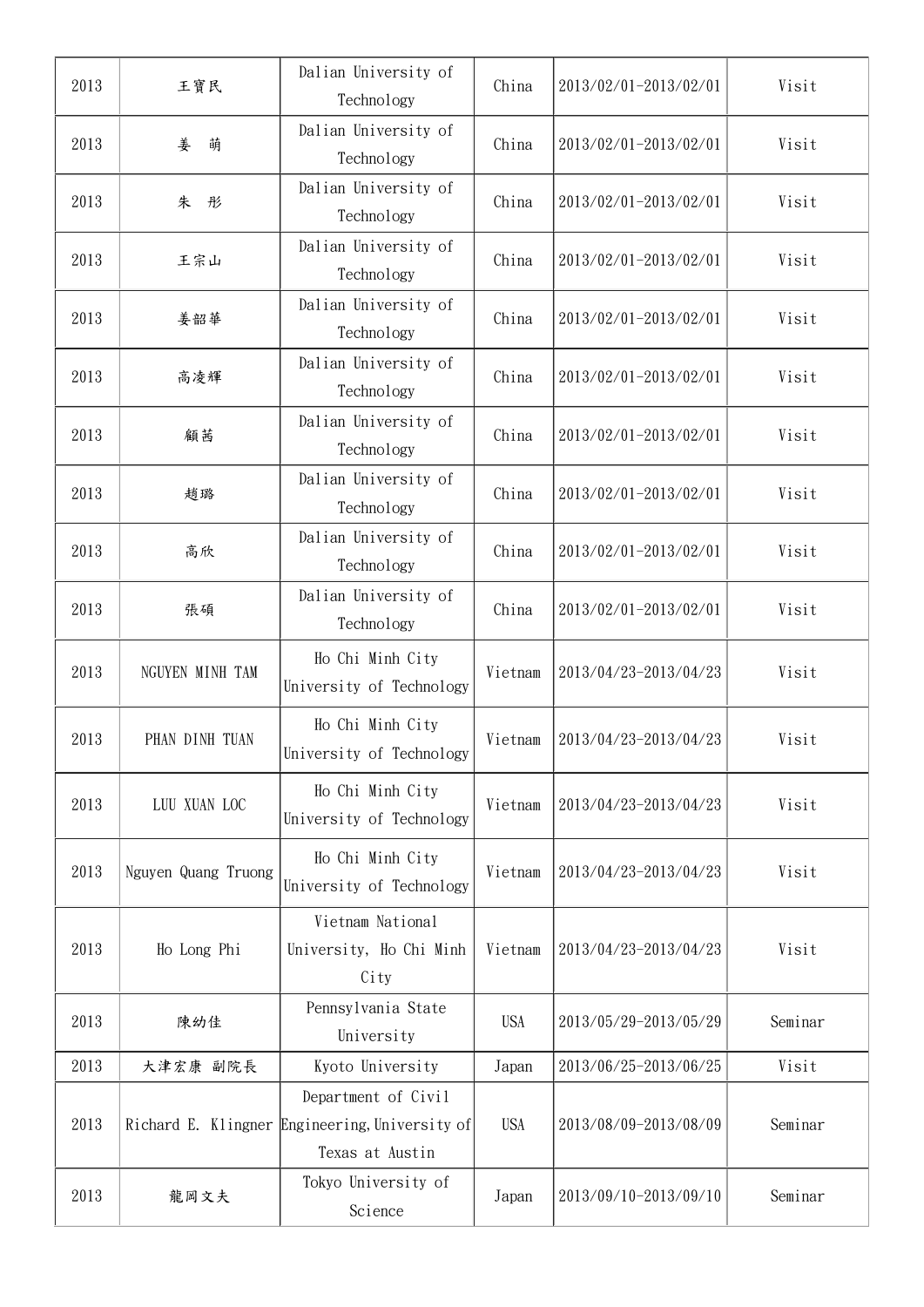| 2013 | 王寶民 | Dalian University of Technology | China | 2013/02/01-2013/02/01 | Visit |
|---|---|---|---|---|---|
| 2013 | 姜 萌 | Dalian University of Technology | China | 2013/02/01-2013/02/01 | Visit |
| 2013 | 朱 彤 | Dalian University of Technology | China | 2013/02/01-2013/02/01 | Visit |
| 2013 | 王宗山 | Dalian University of Technology | China | 2013/02/01-2013/02/01 | Visit |
| 2013 | 姜韶華 | Dalian University of Technology | China | 2013/02/01-2013/02/01 | Visit |
| 2013 | 高凌輝 | Dalian University of Technology | China | 2013/02/01-2013/02/01 | Visit |
| 2013 | 顧茜 | Dalian University of Technology | China | 2013/02/01-2013/02/01 | Visit |
| 2013 | 趙璐 | Dalian University of Technology | China | 2013/02/01-2013/02/01 | Visit |
| 2013 | 高欣 | Dalian University of Technology | China | 2013/02/01-2013/02/01 | Visit |
| 2013 | 張碩 | Dalian University of Technology | China | 2013/02/01-2013/02/01 | Visit |
| 2013 | NGUYEN MINH TAM | Ho Chi Minh City University of Technology | Vietnam | 2013/04/23-2013/04/23 | Visit |
| 2013 | PHAN DINH TUAN | Ho Chi Minh City University of Technology | Vietnam | 2013/04/23-2013/04/23 | Visit |
| 2013 | LUU XUAN LOC | Ho Chi Minh City University of Technology | Vietnam | 2013/04/23-2013/04/23 | Visit |
| 2013 | Nguyen Quang Truong | Ho Chi Minh City University of Technology | Vietnam | 2013/04/23-2013/04/23 | Visit |
| 2013 | Ho Long Phi | Vietnam National University, Ho Chi Minh City | Vietnam | 2013/04/23-2013/04/23 | Visit |
| 2013 | 陳幼佳 | Pennsylvania State University | USA | 2013/05/29-2013/05/29 | Seminar |
| 2013 | 大津宏康 副院長 | Kyoto University | Japan | 2013/06/25-2013/06/25 | Visit |
| 2013 | Richard E. Klingner | Department of Civil Engineering, University of Texas at Austin | USA | 2013/08/09-2013/08/09 | Seminar |
| 2013 | 龍岡文夫 | Tokyo University of Science | Japan | 2013/09/10-2013/09/10 | Seminar |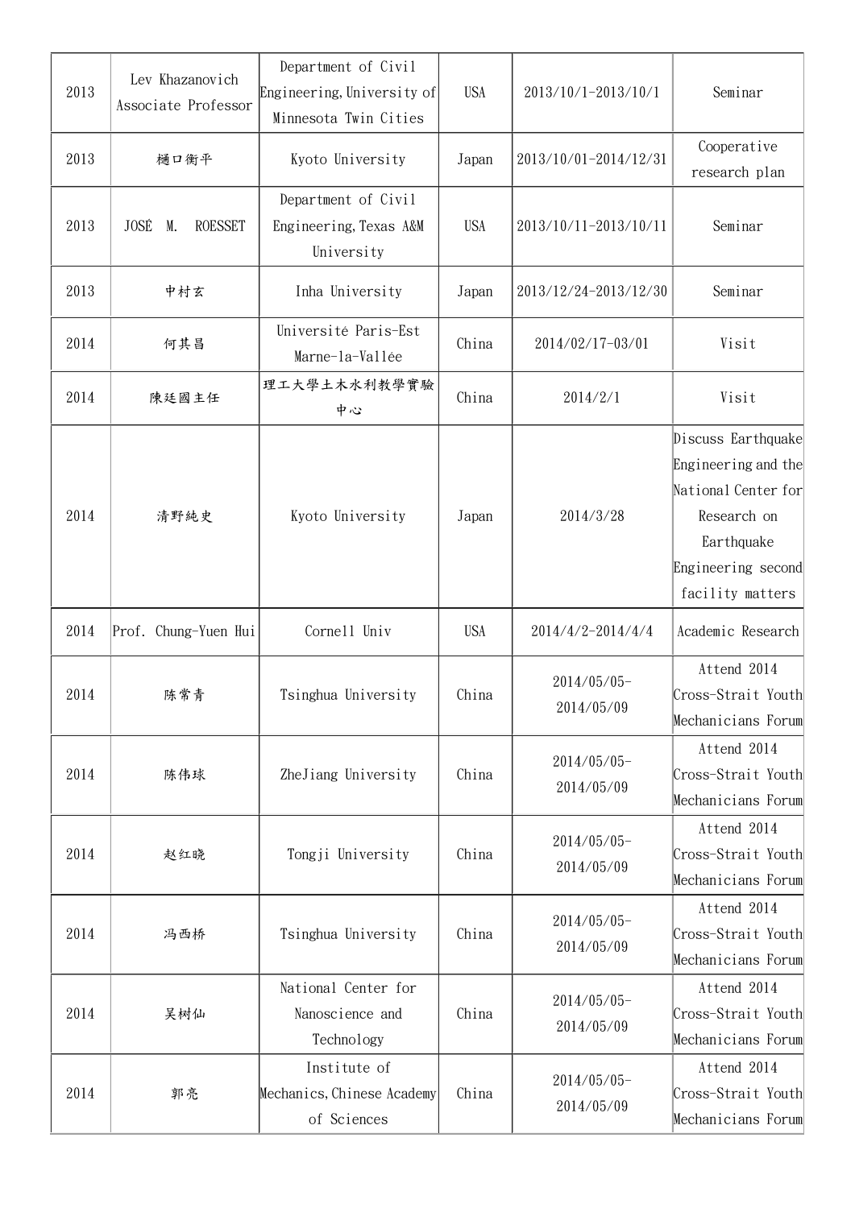| 2013 | Lev Khazanovich Associate Professor | Department of Civil Engineering, University of Minnesota Twin Cities | USA | 2013/10/1-2013/10/1 | Seminar |
|---|---|---|---|---|---|
| 2013 | 樋口衛平 | Kyoto University | Japan | 2013/10/01-2014/12/31 | Cooperative research plan |
| 2013 | JOSÉ M. ROESSET | Department of Civil Engineering, Texas A&M University | USA | 2013/10/11-2013/10/11 | Seminar |
| 2013 | 中村玄 | Inha University | Japan | 2013/12/24-2013/12/30 | Seminar |
| 2014 | 何其昌 | Université Paris-Est Marne-la-Vallée | China | 2014/02/17-03/01 | Visit |
| 2014 | 陳廷國主任 | 理工大學土木水利教學實驗中心 | China | 2014/2/1 | Visit |
| 2014 | 清野純史 | Kyoto University | Japan | 2014/3/28 | Discuss Earthquake Engineering and the National Center for Research on Earthquake Engineering second facility matters |
| 2014 | Prof. Chung-Yuen Hui | Cornell Univ | USA | 2014/4/2-2014/4/4 | Academic Research |
| 2014 | 陈常青 | Tsinghua University | China | 2014/05/05-2014/05/09 | Attend 2014 Cross-Strait Youth Mechanicians Forum |
| 2014 | 陈伟球 | ZheJiang University | China | 2014/05/05-2014/05/09 | Attend 2014 Cross-Strait Youth Mechanicians Forum |
| 2014 | 赵红晓 | Tongji University | China | 2014/05/05-2014/05/09 | Attend 2014 Cross-Strait Youth Mechanicians Forum |
| 2014 | 冯西桥 | Tsinghua University | China | 2014/05/05-2014/05/09 | Attend 2014 Cross-Strait Youth Mechanicians Forum |
| 2014 | 吴树仙 | National Center for Nanoscience and Technology | China | 2014/05/05-2014/05/09 | Attend 2014 Cross-Strait Youth Mechanicians Forum |
| 2014 | 郭亮 | Institute of Mechanics, Chinese Academy of Sciences | China | 2014/05/05-2014/05/09 | Attend 2014 Cross-Strait Youth Mechanicians Forum |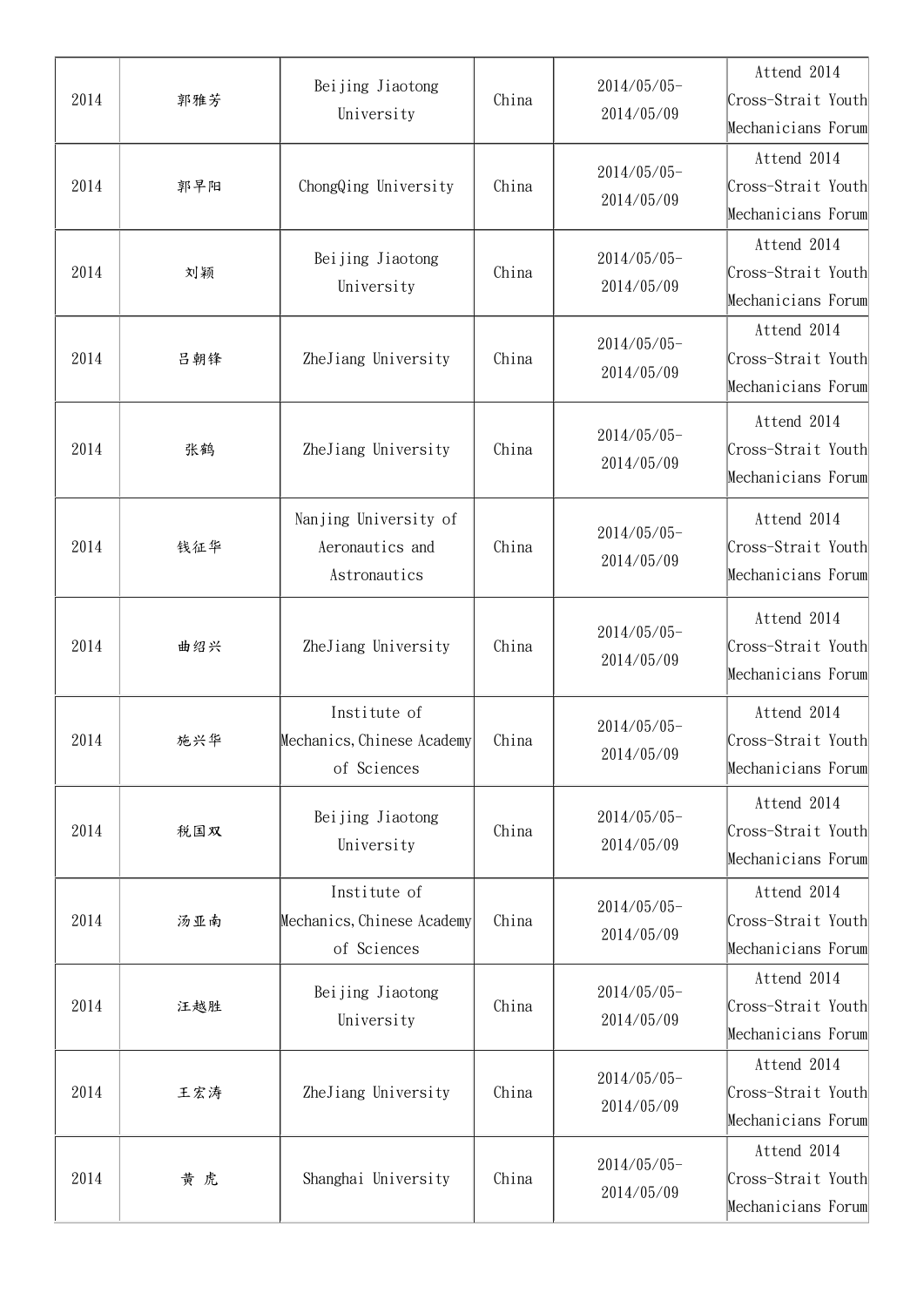| | | | | | |
|---|---|---|---|---|---|
| 2014 | 郭雅芳 | Beijing Jiaotong University | China | 2014/05/05-2014/05/09 | Attend 2014 Cross-Strait Youth Mechanicians Forum |
| 2014 | 郭早阳 | ChongQing University | China | 2014/05/05-2014/05/09 | Attend 2014 Cross-Strait Youth Mechanicians Forum |
| 2014 | 刘颖 | Beijing Jiaotong University | China | 2014/05/05-2014/05/09 | Attend 2014 Cross-Strait Youth Mechanicians Forum |
| 2014 | 吕朝锋 | ZheJiang University | China | 2014/05/05-2014/05/09 | Attend 2014 Cross-Strait Youth Mechanicians Forum |
| 2014 | 张鹤 | ZheJiang University | China | 2014/05/05-2014/05/09 | Attend 2014 Cross-Strait Youth Mechanicians Forum |
| 2014 | 钱征华 | Nanjing University of Aeronautics and Astronautics | China | 2014/05/05-2014/05/09 | Attend 2014 Cross-Strait Youth Mechanicians Forum |
| 2014 | 曲绍兴 | ZheJiang University | China | 2014/05/05-2014/05/09 | Attend 2014 Cross-Strait Youth Mechanicians Forum |
| 2014 | 施兴华 | Institute of Mechanics,Chinese Academy of Sciences | China | 2014/05/05-2014/05/09 | Attend 2014 Cross-Strait Youth Mechanicians Forum |
| 2014 | 税国双 | Beijing Jiaotong University | China | 2014/05/05-2014/05/09 | Attend 2014 Cross-Strait Youth Mechanicians Forum |
| 2014 | 汤亚南 | Institute of Mechanics,Chinese Academy of Sciences | China | 2014/05/05-2014/05/09 | Attend 2014 Cross-Strait Youth Mechanicians Forum |
| 2014 | 汪越胜 | Beijing Jiaotong University | China | 2014/05/05-2014/05/09 | Attend 2014 Cross-Strait Youth Mechanicians Forum |
| 2014 | 王宏涛 | ZheJiang University | China | 2014/05/05-2014/05/09 | Attend 2014 Cross-Strait Youth Mechanicians Forum |
| 2014 | 黄 虎 | Shanghai University | China | 2014/05/05-2014/05/09 | Attend 2014 Cross-Strait Youth Mechanicians Forum |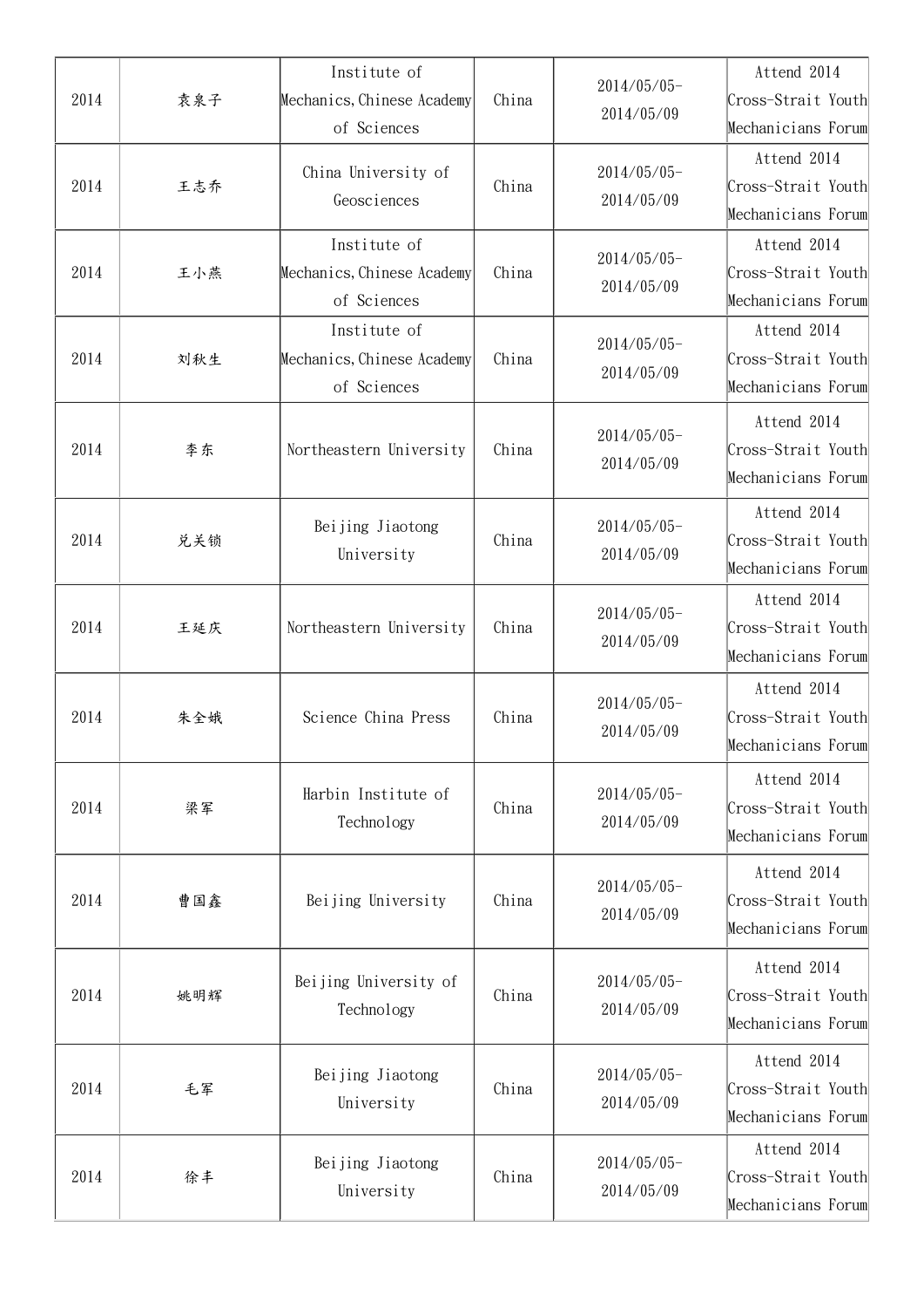| 2014 | 袁泉子 | Institute of Mechanics,Chinese Academy of Sciences | China | 2014/05/05-2014/05/09 | Attend 2014 Cross-Strait Youth Mechanicians Forum |
|---|---|---|---|---|---|
| 2014 | 王志乔 | China University of Geosciences | China | 2014/05/05-2014/05/09 | Attend 2014 Cross-Strait Youth Mechanicians Forum |
| 2014 | 王小燕 | Institute of Mechanics,Chinese Academy of Sciences | China | 2014/05/05-2014/05/09 | Attend 2014 Cross-Strait Youth Mechanicians Forum |
| 2014 | 刘秋生 | Institute of Mechanics,Chinese Academy of Sciences | China | 2014/05/05-2014/05/09 | Attend 2014 Cross-Strait Youth Mechanicians Forum |
| 2014 | 李东 | Northeastern University | China | 2014/05/05-2014/05/09 | Attend 2014 Cross-Strait Youth Mechanicians Forum |
| 2014 | 兑关锁 | Beijing Jiaotong University | China | 2014/05/05-2014/05/09 | Attend 2014 Cross-Strait Youth Mechanicians Forum |
| 2014 | 王延庆 | Northeastern University | China | 2014/05/05-2014/05/09 | Attend 2014 Cross-Strait Youth Mechanicians Forum |
| 2014 | 朱全娥 | Science China Press | China | 2014/05/05-2014/05/09 | Attend 2014 Cross-Strait Youth Mechanicians Forum |
| 2014 | 梁军 | Harbin Institute of Technology | China | 2014/05/05-2014/05/09 | Attend 2014 Cross-Strait Youth Mechanicians Forum |
| 2014 | 曹国鑫 | Beijing University | China | 2014/05/05-2014/05/09 | Attend 2014 Cross-Strait Youth Mechanicians Forum |
| 2014 | 姚明辉 | Beijing University of Technology | China | 2014/05/05-2014/05/09 | Attend 2014 Cross-Strait Youth Mechanicians Forum |
| 2014 | 毛军 | Beijing Jiaotong University | China | 2014/05/05-2014/05/09 | Attend 2014 Cross-Strait Youth Mechanicians Forum |
| 2014 | 徐丰 | Beijing Jiaotong University | China | 2014/05/05-2014/05/09 | Attend 2014 Cross-Strait Youth Mechanicians Forum |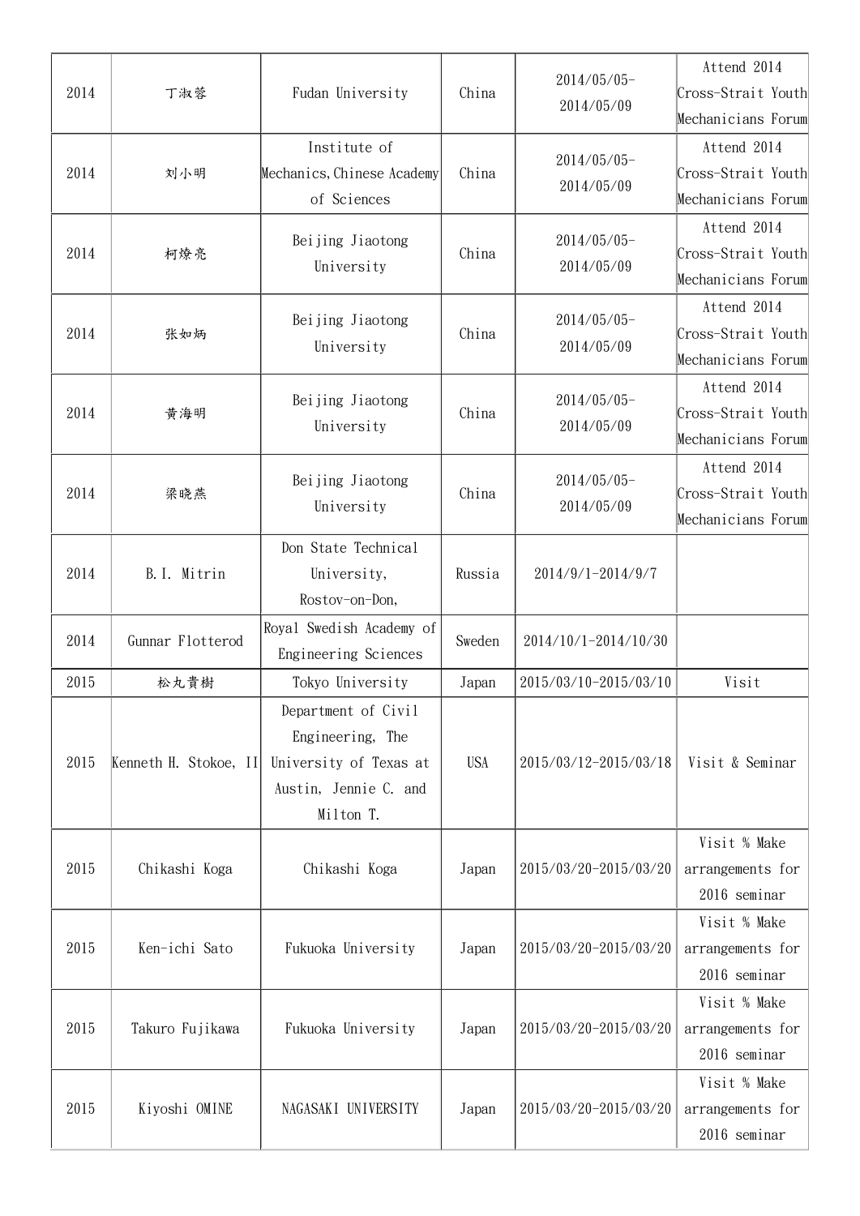| | | | | | |
|---|---|---|---|---|---|
| 2014 | 丁淑蓉 | Fudan University | China | 2014/05/05-2014/05/09 | Attend 2014 Cross-Strait Youth Mechanicians Forum |
| 2014 | 刘小明 | Institute of Mechanics, Chinese Academy of Sciences | China | 2014/05/05-2014/05/09 | Attend 2014 Cross-Strait Youth Mechanicians Forum |
| 2014 | 柯燎亮 | Beijing Jiaotong University | China | 2014/05/05-2014/05/09 | Attend 2014 Cross-Strait Youth Mechanicians Forum |
| 2014 | 张如炳 | Beijing Jiaotong University | China | 2014/05/05-2014/05/09 | Attend 2014 Cross-Strait Youth Mechanicians Forum |
| 2014 | 黄海明 | Beijing Jiaotong University | China | 2014/05/05-2014/05/09 | Attend 2014 Cross-Strait Youth Mechanicians Forum |
| 2014 | 梁晓燕 | Beijing Jiaotong University | China | 2014/05/05-2014/05/09 | Attend 2014 Cross-Strait Youth Mechanicians Forum |
| 2014 | B.I. Mitrin | Don State Technical University, Rostov-on-Don, | Russia | 2014/9/1-2014/9/7 | |
| 2014 | Gunnar Flotterod | Royal Swedish Academy of Engineering Sciences | Sweden | 2014/10/1-2014/10/30 | |
| 2015 | 松丸貴樹 | Tokyo University | Japan | 2015/03/10-2015/03/10 | Visit |
| 2015 | Kenneth H. Stokoe, II | Department of Civil Engineering, The University of Texas at Austin, Jennie C. and Milton T. | USA | 2015/03/12-2015/03/18 | Visit & Seminar |
| 2015 | Chikashi Koga | Chikashi Koga | Japan | 2015/03/20-2015/03/20 | Visit % Make arrangements for 2016 seminar |
| 2015 | Ken-ichi Sato | Fukuoka University | Japan | 2015/03/20-2015/03/20 | Visit % Make arrangements for 2016 seminar |
| 2015 | Takuro Fujikawa | Fukuoka University | Japan | 2015/03/20-2015/03/20 | Visit % Make arrangements for 2016 seminar |
| 2015 | Kiyoshi OMINE | NAGASAKI UNIVERSITY | Japan | 2015/03/20-2015/03/20 | Visit % Make arrangements for 2016 seminar |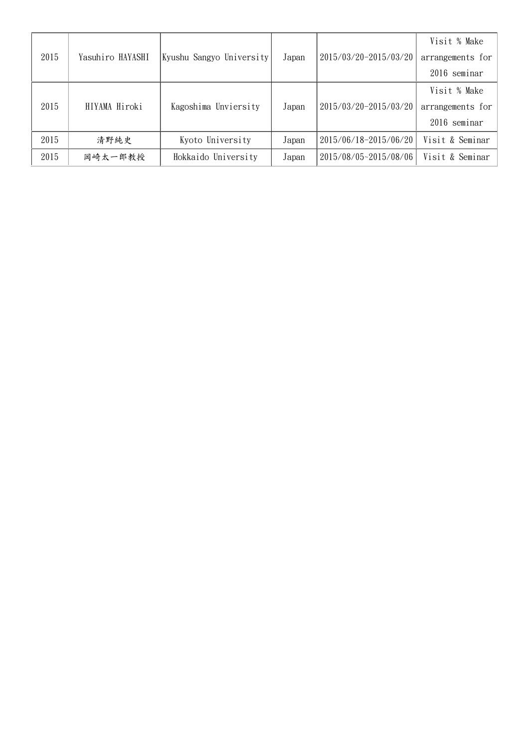| | | | | | |
|---|---|---|---|---|---|
| 2015 | Yasuhiro HAYASHI | Kyushu Sangyo University | Japan | 2015/03/20-2015/03/20 | Visit % Make arrangements for 2016 seminar |
| 2015 | HIYAMA Hiroki | Kagoshima Unviersity | Japan | 2015/03/20-2015/03/20 | Visit % Make arrangements for 2016 seminar |
| 2015 | 清野純史 | Kyoto University | Japan | 2015/06/18-2015/06/20 | Visit & Seminar |
| 2015 | 岡崎太一郎教授 | Hokkaido University | Japan | 2015/08/05~2015/08/06 | Visit & Seminar |